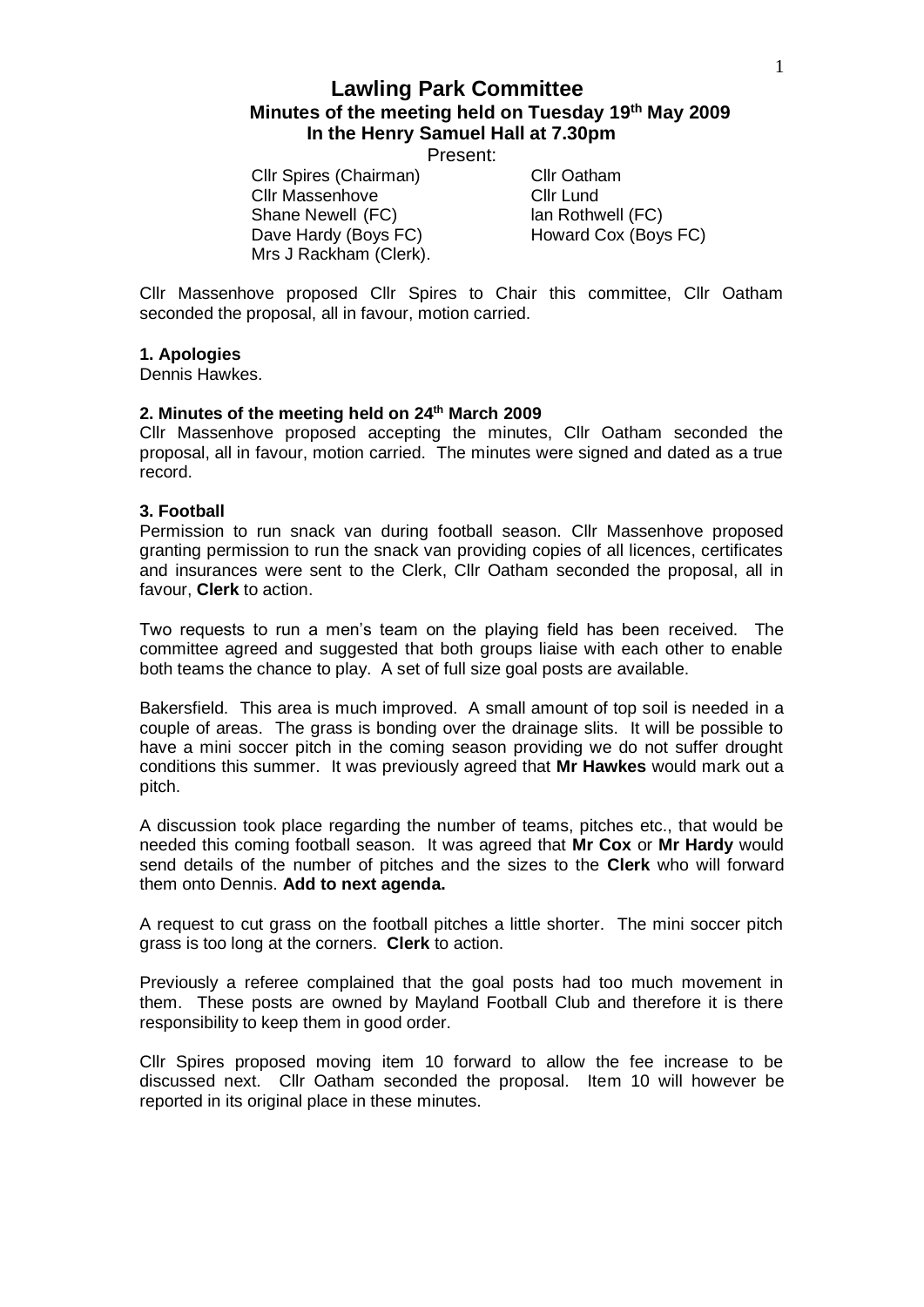# Lawling Park Committee

## Minutes of the meeting held on Tuesday 19th May 2009 In the Henry Samuel Hall at 7.30pm

Present:

Cllr Spires (Chairman)
Cllr Oatham
Cllr Massenhove
Cllr Lund
Shane Newell (FC)
Ian Rothwell (FC)
Dave Hardy (Boys FC)
Howard Cox (Boys FC)
Mrs J Rackham (Clerk).

Cllr Massenhove proposed Cllr Spires to Chair this committee, Cllr Oatham seconded the proposal, all in favour, motion carried.

**1. Apologies**

Dennis Hawkes.

**2. Minutes of the meeting held on 24th March 2009**

Cllr Massenhove proposed accepting the minutes, Cllr Oatham seconded the proposal, all in favour, motion carried. The minutes were signed and dated as a true record.

**3. Football**

Permission to run snack van during football season. Cllr Massenhove proposed granting permission to run the snack van providing copies of all licences, certificates and insurances were sent to the Clerk, Cllr Oatham seconded the proposal, all in favour, **Clerk** to action.

Two requests to run a men's team on the playing field has been received. The committee agreed and suggested that both groups liaise with each other to enable both teams the chance to play. A set of full size goal posts are available.

Bakersfield. This area is much improved. A small amount of top soil is needed in a couple of areas. The grass is bonding over the drainage slits. It will be possible to have a mini soccer pitch in the coming season providing we do not suffer drought conditions this summer. It was previously agreed that **Mr Hawkes** would mark out a pitch.

A discussion took place regarding the number of teams, pitches etc., that would be needed this coming football season. It was agreed that **Mr Cox** or **Mr Hardy** would send details of the number of pitches and the sizes to the **Clerk** who will forward them onto Dennis. **Add to next agenda.**

A request to cut grass on the football pitches a little shorter. The mini soccer pitch grass is too long at the corners. **Clerk** to action.

Previously a referee complained that the goal posts had too much movement in them. These posts are owned by Mayland Football Club and therefore it is there responsibility to keep them in good order.

Cllr Spires proposed moving item 10 forward to allow the fee increase to be discussed next. Cllr Oatham seconded the proposal. Item 10 will however be reported in its original place in these minutes.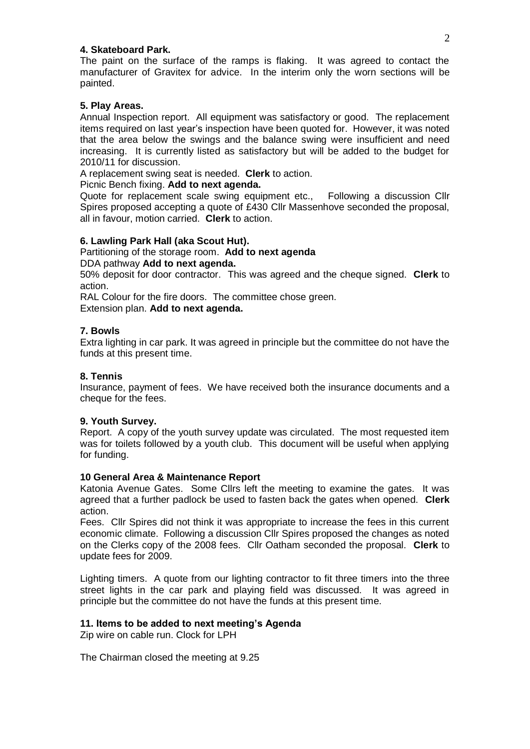**4. Skateboard Park.**

The paint on the surface of the ramps is flaking. It was agreed to contact the manufacturer of Gravitex for advice. In the interim only the worn sections will be painted.

**5. Play Areas.**

Annual Inspection report. All equipment was satisfactory or good. The replacement items required on last year's inspection have been quoted for. However, it was noted that the area below the swings and the balance swing were insufficient and need increasing. It is currently listed as satisfactory but will be added to the budget for 2010/11 for discussion.

A replacement swing seat is needed. **Clerk** to action.

Picnic Bench fixing. **Add to next agenda.**

Quote for replacement scale swing equipment etc., Following a discussion Cllr Spires proposed accepting a quote of £430 Cllr Massenhove seconded the proposal, all in favour, motion carried. **Clerk** to action.

**6. Lawling Park Hall (aka Scout Hut).**

Partitioning of the storage room. **Add to next agenda**

DDA pathway **Add to next agenda.**

50% deposit for door contractor. This was agreed and the cheque signed. **Clerk** to action.

RAL Colour for the fire doors. The committee chose green.

Extension plan. **Add to next agenda.**

**7. Bowls**

Extra lighting in car park. It was agreed in principle but the committee do not have the funds at this present time.

**8. Tennis**

Insurance, payment of fees. We have received both the insurance documents and a cheque for the fees.

**9. Youth Survey.**

Report. A copy of the youth survey update was circulated. The most requested item was for toilets followed by a youth club. This document will be useful when applying for funding.

**10 General Area & Maintenance Report**

Katonia Avenue Gates. Some Cllrs left the meeting to examine the gates. It was agreed that a further padlock be used to fasten back the gates when opened. **Clerk** action.

Fees. Cllr Spires did not think it was appropriate to increase the fees in this current economic climate. Following a discussion Cllr Spires proposed the changes as noted on the Clerks copy of the 2008 fees. Cllr Oatham seconded the proposal. **Clerk** to update fees for 2009.

Lighting timers. A quote from our lighting contractor to fit three timers into the three street lights in the car park and playing field was discussed. It was agreed in principle but the committee do not have the funds at this present time.

**11. Items to be added to next meeting's Agenda**

Zip wire on cable run. Clock for LPH

The Chairman closed the meeting at 9.25